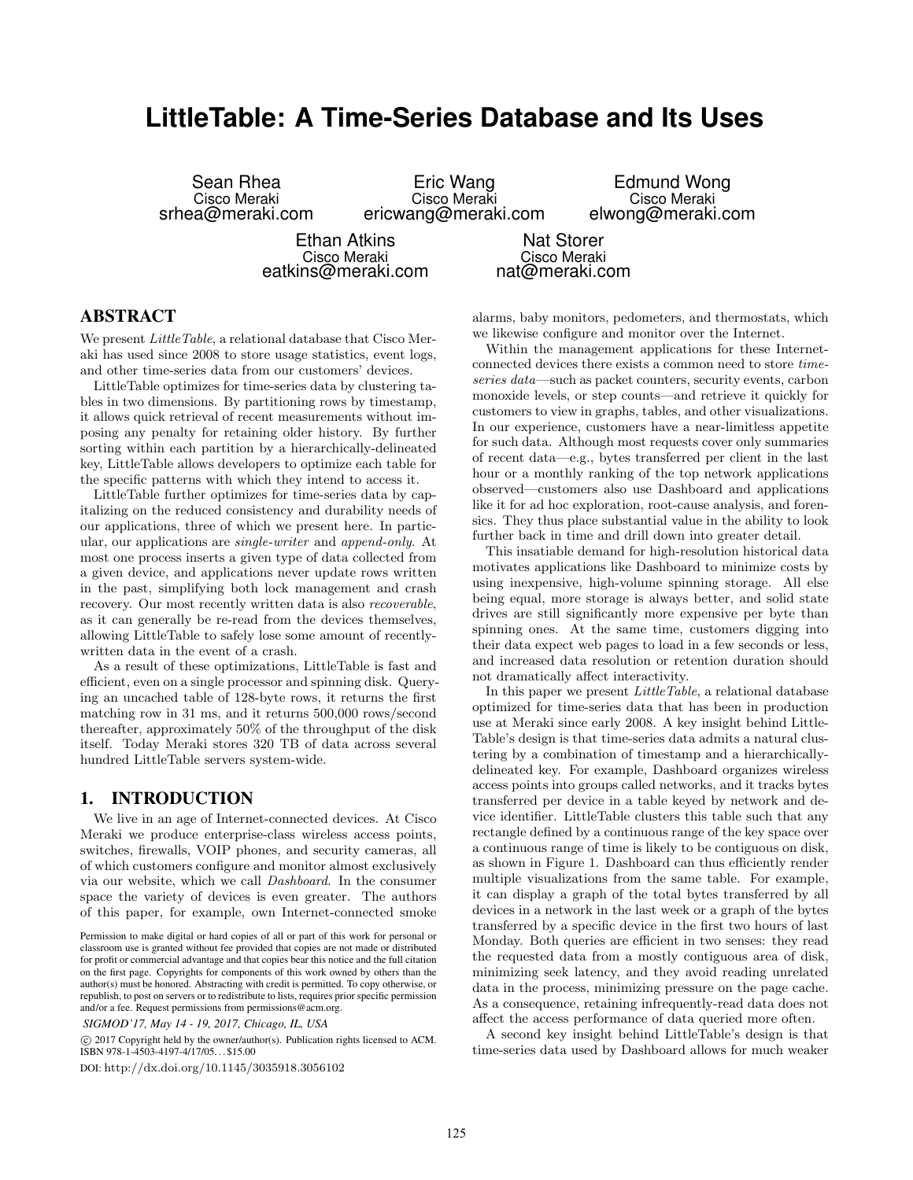# LittleTable: A Time-Series Database and Its Uses

Sean Rhea
Cisco Meraki
srhea@meraki.com

Eric Wang
Cisco Meraki
ericwang@meraki.com

Edmund Wong
Cisco Meraki
elwong@meraki.com

Ethan Atkins
Cisco Meraki
eatkins@meraki.com

Nat Storer
Cisco Meraki
nat@meraki.com

## ABSTRACT

We present *LittleTable*, a relational database that Cisco Meraki has used since 2008 to store usage statistics, event logs, and other time-series data from our customers' devices.

LittleTable optimizes for time-series data by clustering tables in two dimensions. By partitioning rows by timestamp, it allows quick retrieval of recent measurements without imposing any penalty for retaining older history. By further sorting within each partition by a hierarchically-delineated key, LittleTable allows developers to optimize each table for the specific patterns with which they intend to access it.

LittleTable further optimizes for time-series data by capitalizing on the reduced consistency and durability needs of our applications, three of which we present here. In particular, our applications are *single-writer* and *append-only*. At most one process inserts a given type of data collected from a given device, and applications never update rows written in the past, simplifying both lock management and crash recovery. Our most recently written data is also *recoverable*, as it can generally be re-read from the devices themselves, allowing LittleTable to safely lose some amount of recently-written data in the event of a crash.

As a result of these optimizations, LittleTable is fast and efficient, even on a single processor and spinning disk. Querying an uncached table of 128-byte rows, it returns the first matching row in 31 ms, and it returns 500,000 rows/second thereafter, approximately 50% of the throughput of the disk itself. Today Meraki stores 320 TB of data across several hundred LittleTable servers system-wide.

## 1. INTRODUCTION

We live in an age of Internet-connected devices. At Cisco Meraki we produce enterprise-class wireless access points, switches, firewalls, VOIP phones, and security cameras, all of which customers configure and monitor almost exclusively via our website, which we call *Dashboard*. In the consumer space the variety of devices is even greater. The authors of this paper, for example, own Internet-connected smoke alarms, baby monitors, pedometers, and thermostats, which we likewise configure and monitor over the Internet.

Within the management applications for these Internet-connected devices there exists a common need to store *time-series data*—such as packet counters, security events, carbon monoxide levels, or step counts—and retrieve it quickly for customers to view in graphs, tables, and other visualizations. In our experience, customers have a near-limitless appetite for such data. Although most requests cover only summaries of recent data—e.g., bytes transferred per client in the last hour or a monthly ranking of the top network applications observed—customers also use Dashboard and applications like it for ad hoc exploration, root-cause analysis, and forensics. They thus place substantial value in the ability to look further back in time and drill down into greater detail.

This insatiable demand for high-resolution historical data motivates applications like Dashboard to minimize costs by using inexpensive, high-volume spinning storage. All else being equal, more storage is always better, and solid state drives are still significantly more expensive per byte than spinning ones. At the same time, customers digging into their data expect web pages to load in a few seconds or less, and increased data resolution or retention duration should not dramatically affect interactivity.

In this paper we present *LittleTable*, a relational database optimized for time-series data that has been in production use at Meraki since early 2008. A key insight behind LittleTable's design is that time-series data admits a natural clustering by a combination of timestamp and a hierarchically-delineated key. For example, Dashboard organizes wireless access points into groups called networks, and it tracks bytes transferred per device in a table keyed by network and device identifier. LittleTable clusters this table such that any rectangle defined by a continuous range of the key space over a continuous range of time is likely to be contiguous on disk, as shown in Figure 1. Dashboard can thus efficiently render multiple visualizations from the same table. For example, it can display a graph of the total bytes transferred by all devices in a network in the last week or a graph of the bytes transferred by a specific device in the first two hours of last Monday. Both queries are efficient in two senses: they read the requested data from a mostly contiguous area of disk, minimizing seek latency, and they avoid reading unrelated data in the process, minimizing pressure on the page cache. As a consequence, retaining infrequently-read data does not affect the access performance of data queried more often.

A second key insight behind LittleTable's design is that time-series data used by Dashboard allows for much weaker

Permission to make digital or hard copies of all or part of this work for personal or classroom use is granted without fee provided that copies are not made or distributed for profit or commercial advantage and that copies bear this notice and the full citation on the first page. Copyrights for components of this work owned by others than the author(s) must be honored. Abstracting with credit is permitted. To copy otherwise, or republish, to post on servers or to redistribute to lists, requires prior specific permission and/or a fee. Request permissions from permissions@acm.org.

*SIGMOD'17, May 14 - 19, 2017, Chicago, IL, USA*

© 2017 Copyright held by the owner/author(s). Publication rights licensed to ACM. ISBN 978-1-4503-4197-4/17/05...$15.00

DOI: http://dx.doi.org/10.1145/3035918.3056102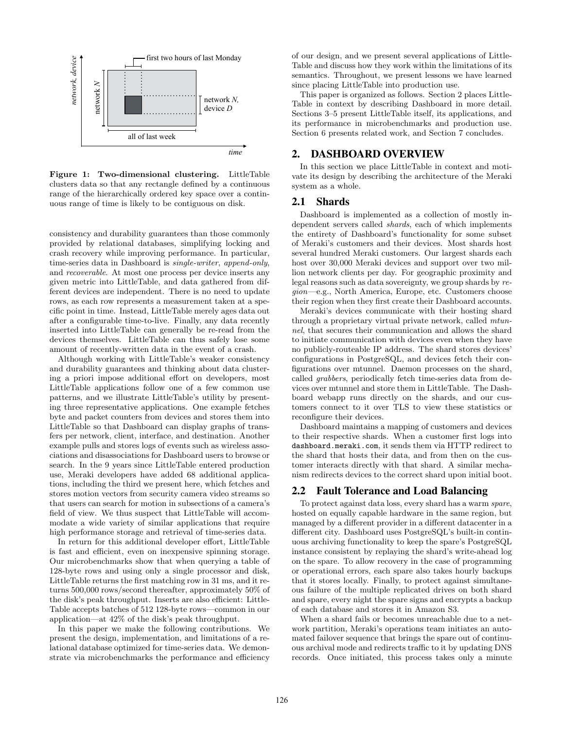network, device

first two hours of last Monday

network N

network N, device D

all of last week

time

**Figure 1: Two-dimensional clustering.** LittleTable clusters data so that any rectangle defined by a continuous range of the hierarchically ordered key space over a continuous range of time is likely to be contiguous on disk.

consistency and durability guarantees than those commonly provided by relational databases, simplifying locking and crash recovery while improving performance. In particular, time-series data in Dashboard is *single-writer*, *append-only*, and *recoverable*. At most one process per device inserts any given metric into LittleTable, and data gathered from different devices are independent. There is no need to update rows, as each row represents a measurement taken at a specific point in time. Instead, LittleTable merely ages data out after a configurable time-to-live. Finally, any data recently inserted into LittleTable can generally be re-read from the devices themselves. LittleTable can thus safely lose some amount of recently-written data in the event of a crash.

Although working with LittleTable's weaker consistency and durability guarantees and thinking about data clustering a priori impose additional effort on developers, most LittleTable applications follow one of a few common use patterns, and we illustrate LittleTable's utility by presenting three representative applications. One example fetches byte and packet counters from devices and stores them into LittleTable so that Dashboard can display graphs of transfers per network, client, interface, and destination. Another example pulls and stores logs of events such as wireless associations and disassociations for Dashboard users to browse or search. In the 9 years since LittleTable entered production use, Meraki developers have added 68 additional applications, including the third we present here, which fetches and stores motion vectors from security camera video streams so that users can search for motion in subsections of a camera's field of view. We thus suspect that LittleTable will accommodate a wide variety of similar applications that require high performance storage and retrieval of time-series data.

In return for this additional developer effort, LittleTable is fast and efficient, even on inexpensive spinning storage. Our microbenchmarks show that when querying a table of 128-byte rows and using only a single processor and disk, LittleTable returns the first matching row in 31 ms, and it returns 500,000 rows/second thereafter, approximately 50% of the disk's peak throughput. Inserts are also efficient: LittleTable accepts batches of 512 128-byte rows—common in our application—at 42% of the disk's peak throughput.

In this paper we make the following contributions. We present the design, implementation, and limitations of a relational database optimized for time-series data. We demonstrate via microbenchmarks the performance and efficiency of our design, and we present several applications of LittleTable and discuss how they work within the limitations of its semantics. Throughout, we present lessons we have learned since placing LittleTable into production use.

This paper is organized as follows. Section 2 places LittleTable in context by describing Dashboard in more detail. Sections 3–5 present LittleTable itself, its applications, and its performance in microbenchmarks and production use. Section 6 presents related work, and Section 7 concludes.

## 2. DASHBOARD OVERVIEW

In this section we place LittleTable in context and motivate its design by describing the architecture of the Meraki system as a whole.

### 2.1 Shards

Dashboard is implemented as a collection of mostly independent servers called *shards*, each of which implements the entirety of Dashboard's functionality for some subset of Meraki's customers and their devices. Most shards host several hundred Meraki customers. Our largest shards each host over 30,000 Meraki devices and support over two million network clients per day. For geographic proximity and legal reasons such as data sovereignty, we group shards by *region*—e.g., North America, Europe, etc. Customers choose their region when they first create their Dashboard accounts.

Meraki's devices communicate with their hosting shard through a proprietary virtual private network, called *mtunnel*, that secures their communication and allows the shard to initiate communication with devices even when they have no publicly-routeable IP address. The shard stores devices' configurations in PostgreSQL, and devices fetch their configurations over mtunnel. Daemon processes on the shard, called *grabbers*, periodically fetch time-series data from devices over mtunnel and store them in LittleTable. The Dashboard webapp runs directly on the shards, and our customers connect to it over TLS to view these statistics or reconfigure their devices.

Dashboard maintains a mapping of customers and devices to their respective shards. When a customer first logs into `dashboard.meraki.com`, it sends them via HTTP redirect to the shard that hosts their data, and from then on the customer interacts directly with that shard. A similar mechanism redirects devices to the correct shard upon initial boot.

### 2.2 Fault Tolerance and Load Balancing

To protect against data loss, every shard has a warm *spare*, hosted on equally capable hardware in the same region, but managed by a different provider in a different datacenter in a different city. Dashboard uses PostgreSQL's built-in continuous archiving functionality to keep the spare's PostgreSQL instance consistent by replaying the shard's write-ahead log on the spare. To allow recovery in the case of programming or operational errors, each spare also takes hourly backups that it stores locally. Finally, to protect against simultaneous failure of the multiple replicated drives on both shard and spare, every night the spare signs and encrypts a backup of each database and stores it in Amazon S3.

When a shard fails or becomes unreachable due to a network partition, Meraki's operations team initiates an automated failover sequence that brings the spare out of continuous archival mode and redirects traffic to it by updating DNS records. Once initiated, this process takes only a minute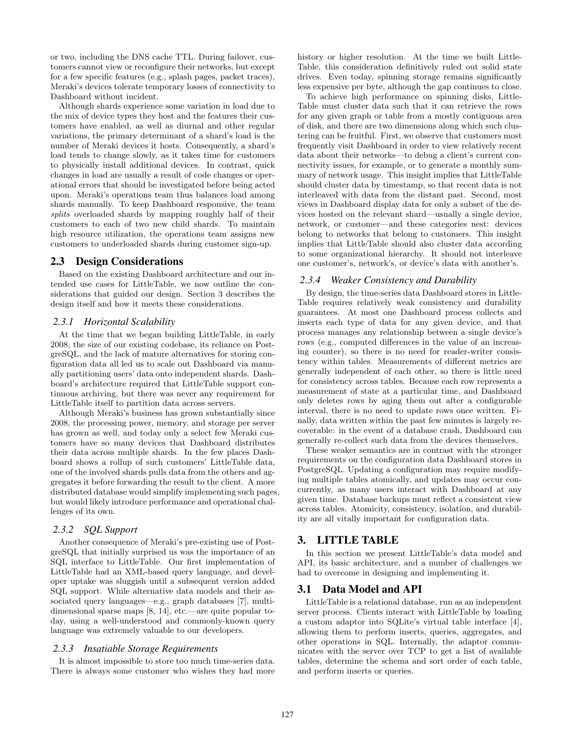or two, including the DNS cache TTL. During failover, customers cannot view or reconfigure their networks, but except for a few specific features (e.g., splash pages, packet traces), Meraki's devices tolerate temporary losses of connectivity to Dashboard without incident.

Although shards experience some variation in load due to the mix of device types they host and the features their customers have enabled, as well as diurnal and other regular variations, the primary determinant of a shard's load is the number of Meraki devices it hosts. Consequently, a shard's load tends to change slowly, as it takes time for customers to physically install additional devices. In contrast, quick changes in load are usually a result of code changes or operational errors that should be investigated before being acted upon. Meraki's operations team thus balances load among shards manually. To keep Dashboard responsive, the team *splits* overloaded shards by mapping roughly half of their customers to each of two new child shards. To maintain high resource utilization, the operations team assigns new customers to underloaded shards during customer sign-up.

## 2.3 Design Considerations

Based on the existing Dashboard architecture and our intended use cases for LittleTable, we now outline the considerations that guided our design. Section 3 describes the design itself and how it meets these considerations.

### 2.3.1 Horizontal Scalability

At the time that we began building LittleTable, in early 2008, the size of our existing codebase, its reliance on PostgreSQL, and the lack of mature alternatives for storing configuration data all led us to scale out Dashboard via manually partitioning users' data onto independent shards. Dashboard's architecture required that LittleTable support continuous archiving, but there was never any requirement for LittleTable itself to partition data across servers.

Although Meraki's business has grown substantially since 2008, the processing power, memory, and storage per server has grown as well, and today only a select few Meraki customers have so many devices that Dashboard distributes their data across multiple shards. In the few places Dashboard shows a rollup of such customers' LittleTable data, one of the involved shards pulls data from the others and aggregates it before forwarding the result to the client. A more distributed database would simplify implementing such pages, but would likely introduce performance and operational challenges of its own.

### 2.3.2 SQL Support

Another consequence of Meraki's pre-existing use of PostgreSQL that initially surprised us was the importance of an SQL interface to LittleTable. Our first implementation of LittleTable had an XML-based query language, and developer uptake was sluggish until a subsequent version added SQL support. While alternative data models and their associated query languages—e.g., graph databases [7], multi-dimensional sparse maps [8, 14], etc.—are quite popular today, using a well-understood and commonly-known query language was extremely valuable to our developers.

### 2.3.3 Insatiable Storage Requirements

It is almost impossible to store too much time-series data. There is always some customer who wishes they had more history or higher resolution. At the time we built LittleTable, this consideration definitively ruled out solid state drives. Even today, spinning storage remains significantly less expensive per byte, although the gap continues to close.

To achieve high performance on spinning disks, LittleTable must cluster data such that it can retrieve the rows for any given graph or table from a mostly contiguous area of disk, and there are two dimensions along which such clustering can be fruitful. First, we observe that customers most frequently visit Dashboard in order to view relatively recent data about their networks—to debug a client's current connectivity issues, for example, or to generate a monthly summary of network usage. This insight implies that LittleTable should cluster data by timestamp, so that recent data is not interleaved with data from the distant past. Second, most views in Dashboard display data for only a subset of the devices hosted on the relevant shard—usually a single device, network, or customer—and these categories nest: devices belong to networks that belong to customers. This insight implies that LittleTable should also cluster data according to some organizational hierarchy. It should not interleave one customer's, network's, or device's data with another's.

### 2.3.4 Weaker Consistency and Durability

By design, the time-series data Dashboard stores in LittleTable requires relatively weak consistency and durability guarantees. At most one Dashboard process collects and inserts each type of data for any given device, and that process manages any relationship between a single device's rows (e.g., computed differences in the value of an increasing counter), so there is no need for reader-writer consistency within tables. Measurements of different metrics are generally independent of each other, so there is little need for consistency across tables. Because each row represents a measurement of state at a particular time, and Dashboard only deletes rows by aging them out after a configurable interval, there is no need to update rows once written. Finally, data written within the past few minutes is largely recoverable: in the event of a database crash, Dashboard can generally re-collect such data from the devices themselves.

These weaker semantics are in contrast with the stronger requirements on the configuration data Dashboard stores in PostgreSQL. Updating a configuration may require modifying multiple tables atomically, and updates may occur concurrently, as many users interact with Dashboard at any given time. Database backups must reflect a consistent view across tables. Atomicity, consistency, isolation, and durability are all vitally important for configuration data.

# 3. LITTLE TABLE

In this section we present LittleTable's data model and API, its basic architecture, and a number of challenges we had to overcome in designing and implementing it.

## 3.1 Data Model and API

LittleTable is a relational database, run as an independent server process. Clients interact with LittleTable by loading a custom adaptor into SQLite's virtual table interface [4], allowing them to perform inserts, queries, aggregates, and other operations in SQL. Internally, the adaptor communicates with the server over TCP to get a list of available tables, determine the schema and sort order of each table, and perform inserts or queries.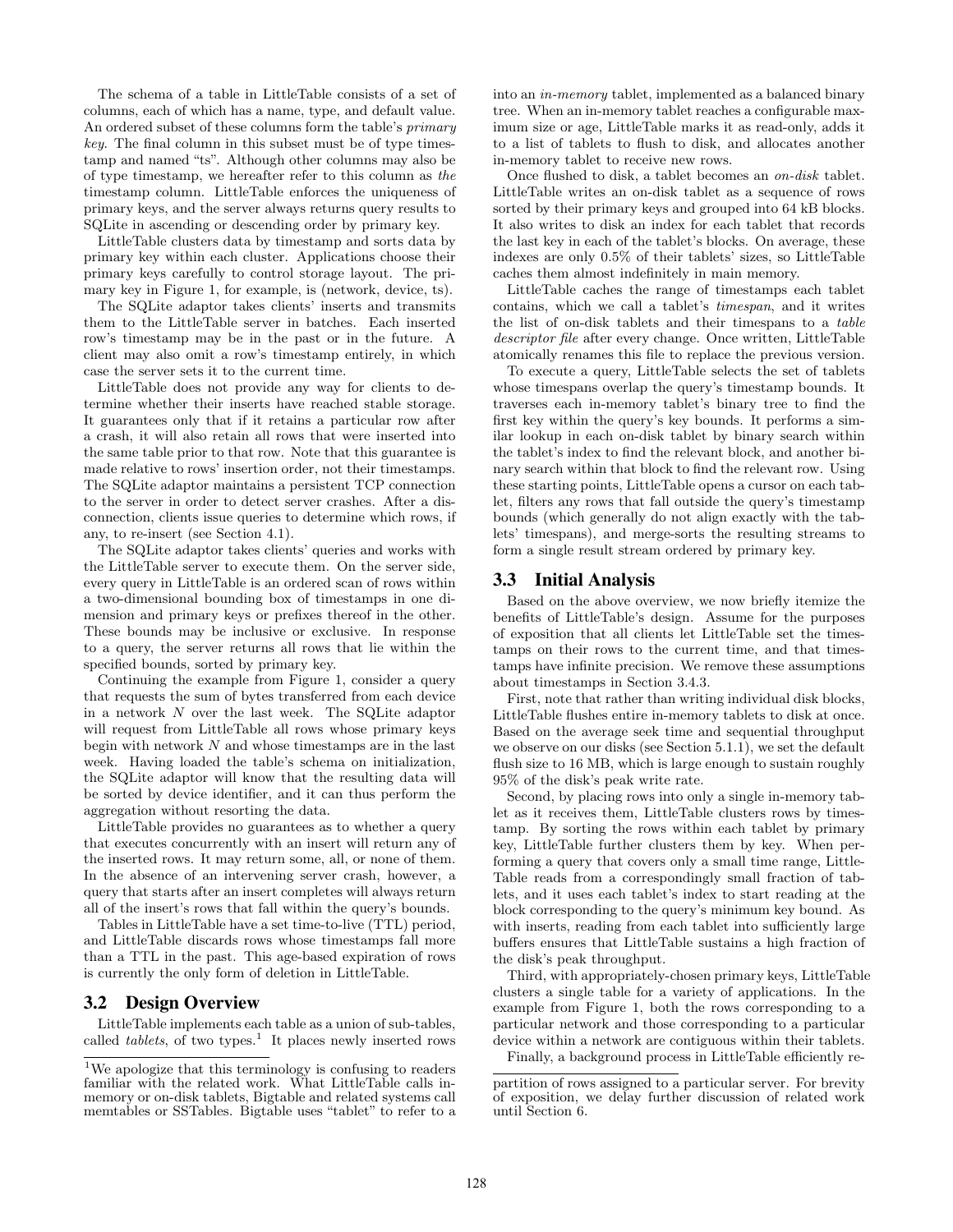The schema of a table in LittleTable consists of a set of columns, each of which has a name, type, and default value. An ordered subset of these columns form the table's *primary key*. The final column in this subset must be of type timestamp and named "ts". Although other columns may also be of type timestamp, we hereafter refer to this column as *the* timestamp column. LittleTable enforces the uniqueness of primary keys, and the server always returns query results to SQLite in ascending or descending order by primary key.

LittleTable clusters data by timestamp and sorts data by primary key within each cluster. Applications choose their primary keys carefully to control storage layout. The primary key in Figure 1, for example, is (network, device, ts).

The SQLite adaptor takes clients' inserts and transmits them to the LittleTable server in batches. Each inserted row's timestamp may be in the past or in the future. A client may also omit a row's timestamp entirely, in which case the server sets it to the current time.

LittleTable does not provide any way for clients to determine whether their inserts have reached stable storage. It guarantees only that if it retains a particular row after a crash, it will also retain all rows that were inserted into the same table prior to that row. Note that this guarantee is made relative to rows' insertion order, not their timestamps. The SQLite adaptor maintains a persistent TCP connection to the server in order to detect server crashes. After a disconnection, clients issue queries to determine which rows, if any, to re-insert (see Section 4.1).

The SQLite adaptor takes clients' queries and works with the LittleTable server to execute them. On the server side, every query in LittleTable is an ordered scan of rows within a two-dimensional bounding box of timestamps in one dimension and primary keys or prefixes thereof in the other. These bounds may be inclusive or exclusive. In response to a query, the server returns all rows that lie within the specified bounds, sorted by primary key.

Continuing the example from Figure 1, consider a query that requests the sum of bytes transferred from each device in a network $N$ over the last week. The SQLite adaptor will request from LittleTable all rows whose primary keys begin with network $N$ and whose timestamps are in the last week. Having loaded the table's schema on initialization, the SQLite adaptor will know that the resulting data will be sorted by device identifier, and it can thus perform the aggregation without resorting the data.

LittleTable provides no guarantees as to whether a query that executes concurrently with an insert will return any of the inserted rows. It may return some, all, or none of them. In the absence of an intervening server crash, however, a query that starts after an insert completes will always return all of the insert's rows that fall within the query's bounds.

Tables in LittleTable have a set time-to-live (TTL) period, and LittleTable discards rows whose timestamps fall more than a TTL in the past. This age-based expiration of rows is currently the only form of deletion in LittleTable.

## 3.2 Design Overview

LittleTable implements each table as a union of sub-tables, called *tablets*, of two types.[1] It places newly inserted rows into an *in-memory* tablet, implemented as a balanced binary tree. When an in-memory tablet reaches a configurable maximum size or age, LittleTable marks it as read-only, adds it to a list of tablets to flush to disk, and allocates another in-memory tablet to receive new rows.

Once flushed to disk, a tablet becomes an *on-disk* tablet. LittleTable writes an on-disk tablet as a sequence of rows sorted by their primary keys and grouped into 64 kB blocks. It also writes to disk an index for each tablet that records the last key in each of the tablet's blocks. On average, these indexes are only 0.5% of their tablets' sizes, so LittleTable caches them almost indefinitely in main memory.

LittleTable caches the range of timestamps each tablet contains, which we call a tablet's *timespan*, and it writes the list of on-disk tablets and their timespans to a *table descriptor file* after every change. Once written, LittleTable atomically renames this file to replace the previous version.

To execute a query, LittleTable selects the set of tablets whose timespans overlap the query's timestamp bounds. It traverses each in-memory tablet's binary tree to find the first key within the query's key bounds. It performs a similar lookup in each on-disk tablet by binary search within the tablet's index to find the relevant block, and another binary search within that block to find the relevant row. Using these starting points, LittleTable opens a cursor on each tablet, filters any rows that fall outside the query's timestamp bounds (which generally do not align exactly with the tablets' timespans), and merge-sorts the resulting streams to form a single result stream ordered by primary key.

## 3.3 Initial Analysis

Based on the above overview, we now briefly itemize the benefits of LittleTable's design. Assume for the purposes of exposition that all clients let LittleTable set the timestamps on their rows to the current time, and that timestamps have infinite precision. We remove these assumptions about timestamps in Section 3.4.3.

First, note that rather than writing individual disk blocks, LittleTable flushes entire in-memory tablets to disk at once. Based on the average seek time and sequential throughput we observe on our disks (see Section 5.1.1), we set the default flush size to 16 MB, which is large enough to sustain roughly 95% of the disk's peak write rate.

Second, by placing rows into only a single in-memory tablet as it receives them, LittleTable clusters rows by timestamp. By sorting the rows within each tablet by primary key, LittleTable further clusters them by key. When performing a query that covers only a small time range, LittleTable reads from a correspondingly small fraction of tablets, and it uses each tablet's index to start reading at the block corresponding to the query's minimum key bound. As with inserts, reading from each tablet into sufficiently large buffers ensures that LittleTable sustains a high fraction of the disk's peak throughput.

Third, with appropriately-chosen primary keys, LittleTable clusters a single table for a variety of applications. In the example from Figure 1, both the rows corresponding to a particular network and those corresponding to a particular device within a network are contiguous within their tablets.

Finally, a background process in LittleTable efficiently re-

[1]We apologize that this terminology is confusing to readers familiar with the related work. What LittleTable calls in-memory or on-disk tablets, Bigtable and related systems call memtables or SSTables. Bigtable uses "tablet" to refer to a partition of rows assigned to a particular server. For brevity of exposition, we delay further discussion of related work until Section 6.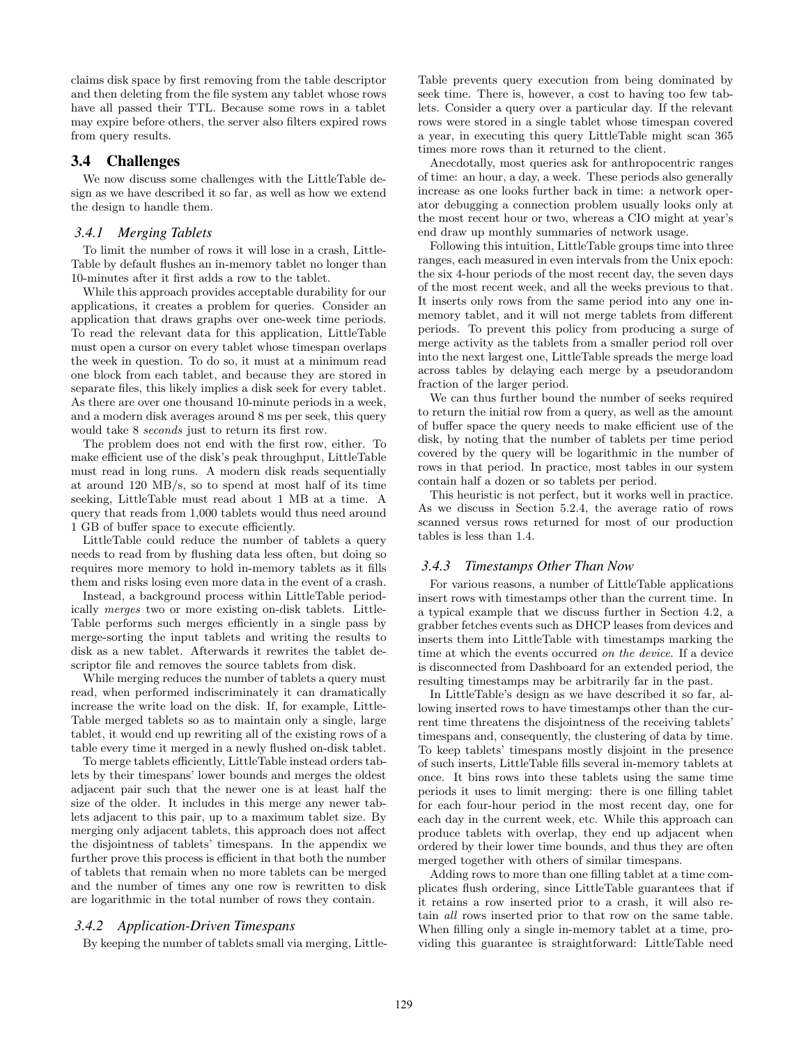claims disk space by first removing from the table descriptor and then deleting from the file system any tablet whose rows have all passed their TTL. Because some rows in a tablet may expire before others, the server also filters expired rows from query results.

## 3.4 Challenges

We now discuss some challenges with the LittleTable design as we have described it so far, as well as how we extend the design to handle them.

### 3.4.1 Merging Tablets

To limit the number of rows it will lose in a crash, LittleTable by default flushes an in-memory tablet no longer than 10-minutes after it first adds a row to the tablet.

While this approach provides acceptable durability for our applications, it creates a problem for queries. Consider an application that draws graphs over one-week time periods. To read the relevant data for this application, LittleTable must open a cursor on every tablet whose timespan overlaps the week in question. To do so, it must at a minimum read one block from each tablet, and because they are stored in separate files, this likely implies a disk seek for every tablet. As there are over one thousand 10-minute periods in a week, and a modern disk averages around 8 ms per seek, this query would take 8 *seconds* just to return its first row.

The problem does not end with the first row, either. To make efficient use of the disk's peak throughput, LittleTable must read in long runs. A modern disk reads sequentially at around 120 MB/s, so to spend at most half of its time seeking, LittleTable must read about 1 MB at a time. A query that reads from 1,000 tablets would thus need around 1 GB of buffer space to execute efficiently.

LittleTable could reduce the number of tablets a query needs to read from by flushing data less often, but doing so requires more memory to hold in-memory tablets as it fills them and risks losing even more data in the event of a crash.

Instead, a background process within LittleTable periodically *merges* two or more existing on-disk tablets. LittleTable performs such merges efficiently in a single pass by merge-sorting the input tablets and writing the results to disk as a new tablet. Afterwards it rewrites the tablet descriptor file and removes the source tablets from disk.

While merging reduces the number of tablets a query must read, when performed indiscriminately it can dramatically increase the write load on the disk. If, for example, LittleTable merged tablets so as to maintain only a single, large tablet, it would end up rewriting all of the existing rows of a table every time it merged in a newly flushed on-disk tablet.

To merge tablets efficiently, LittleTable instead orders tablets by their timespans' lower bounds and merges the oldest adjacent pair such that the newer one is at least half the size of the older. It includes in this merge any newer tablets adjacent to this pair, up to a maximum tablet size. By merging only adjacent tablets, this approach does not affect the disjointness of tablets' timespans. In the appendix we further prove this process is efficient in that both the number of tablets that remain when no more tablets can be merged and the number of times any one row is rewritten to disk are logarithmic in the total number of rows they contain.

### 3.4.2 Application-Driven Timespans

By keeping the number of tablets small via merging, LittleTable prevents query execution from being dominated by seek time. There is, however, a cost to having too few tablets. Consider a query over a particular day. If the relevant rows were stored in a single tablet whose timespan covered a year, in executing this query LittleTable might scan 365 times more rows than it returned to the client.

Anecdotally, most queries ask for anthropocentric ranges of time: an hour, a day, a week. These periods also generally increase as one looks further back in time: a network operator debugging a connection problem usually looks only at the most recent hour or two, whereas a CIO might at year's end draw up monthly summaries of network usage.

Following this intuition, LittleTable groups time into three ranges, each measured in even intervals from the Unix epoch: the six 4-hour periods of the most recent day, the seven days of the most recent week, and all the weeks previous to that. It inserts only rows from the same period into any one in-memory tablet, and it will not merge tablets from different periods. To prevent this policy from producing a surge of merge activity as the tablets from a smaller period roll over into the next largest one, LittleTable spreads the merge load across tables by delaying each merge by a pseudorandom fraction of the larger period.

We can thus further bound the number of seeks required to return the initial row from a query, as well as the amount of buffer space the query needs to make efficient use of the disk, by noting that the number of tablets per time period covered by the query will be logarithmic in the number of rows in that period. In practice, most tables in our system contain half a dozen or so tablets per period.

This heuristic is not perfect, but it works well in practice. As we discuss in Section 5.2.4, the average ratio of rows scanned versus rows returned for most of our production tables is less than 1.4.

### 3.4.3 Timestamps Other Than Now

For various reasons, a number of LittleTable applications insert rows with timestamps other than the current time. In a typical example that we discuss further in Section 4.2, a grabber fetches events such as DHCP leases from devices and inserts them into LittleTable with timestamps marking the time at which the events occurred *on the device*. If a device is disconnected from Dashboard for an extended period, the resulting timestamps may be arbitrarily far in the past.

In LittleTable's design as we have described it so far, allowing inserted rows to have timestamps other than the current time threatens the disjointness of the receiving tablets' timespans and, consequently, the clustering of data by time. To keep tablets' timespans mostly disjoint in the presence of such inserts, LittleTable fills several in-memory tablets at once. It bins rows into these tablets using the same time periods it uses to limit merging: there is one filling tablet for each four-hour period in the most recent day, one for each day in the current week, etc. While this approach can produce tablets with overlap, they end up adjacent when ordered by their lower time bounds, and thus they are often merged together with others of similar timespans.

Adding rows to more than one filling tablet at a time complicates flush ordering, since LittleTable guarantees that if it retains a row inserted prior to a crash, it will also retain *all* rows inserted prior to that row on the same table. When filling only a single in-memory tablet at a time, providing this guarantee is straightforward: LittleTable need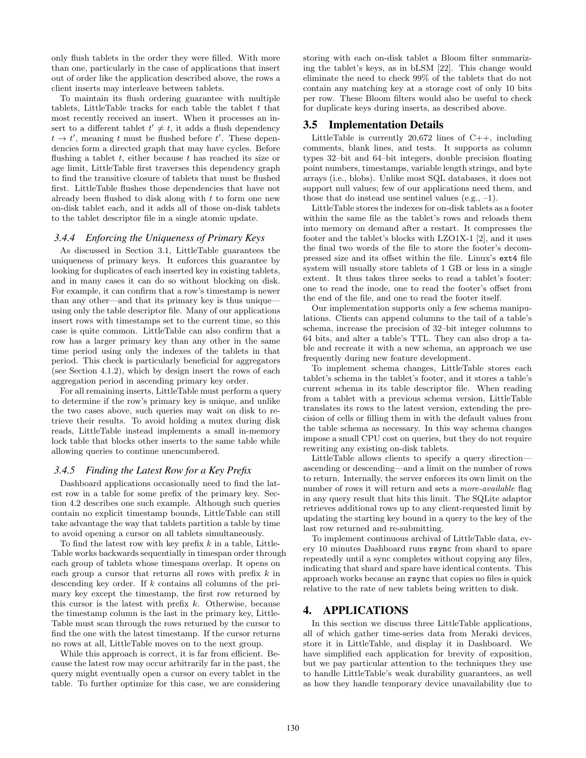only flush tablets in the order they were filled. With more than one, particularly in the case of applications that insert out of order like the application described above, the rows a client inserts may interleave between tablets.

To maintain its flush ordering guarantee with multiple tablets, LittleTable tracks for each table the tablet $t$ that most recently received an insert. When it processes an insert to a different tablet $t' \neq t$, it adds a flush dependency $t \rightarrow t'$, meaning $t$ must be flushed before $t'$. These dependencies form a directed graph that may have cycles. Before flushing a tablet $t$, either because $t$ has reached its size or age limit, LittleTable first traverses this dependency graph to find the transitive closure of tablets that must be flushed first. LittleTable flushes those dependencies that have not already been flushed to disk along with $t$ to form one new on-disk tablet each, and it adds all of those on-disk tablets to the tablet descriptor file in a single atomic update.

### 3.4.4 Enforcing the Uniqueness of Primary Keys

As discussed in Section 3.1, LittleTable guarantees the uniqueness of primary keys. It enforces this guarantee by looking for duplicates of each inserted key in existing tablets, and in many cases it can do so without blocking on disk. For example, it can confirm that a row's timestamp is newer than any other—and that its primary key is thus unique—using only the table descriptor file. Many of our applications insert rows with timestamps set to the current time, so this case is quite common. LittleTable can also confirm that a row has a larger primary key than any other in the same time period using only the indexes of the tablets in that period. This check is particularly beneficial for aggregators (see Section 4.1.2), which by design insert the rows of each aggregation period in ascending primary key order.

For all remaining inserts, LittleTable must perform a query to determine if the row's primary key is unique, and unlike the two cases above, such queries may wait on disk to retrieve their results. To avoid holding a mutex during disk reads, LittleTable instead implements a small in-memory lock table that blocks other inserts to the same table while allowing queries to continue unencumbered.

### 3.4.5 Finding the Latest Row for a Key Prefix

Dashboard applications occasionally need to find the latest row in a table for some prefix of the primary key. Section 4.2 describes one such example. Although such queries contain no explicit timestamp bounds, LittleTable can still take advantage the way that tablets partition a table by time to avoid opening a cursor on all tablets simultaneously.

To find the latest row with key prefix $k$ in a table, LittleTable works backwards sequentially in timespan order through each group of tablets whose timespans overlap. It opens on each group a cursor that returns all rows with prefix $k$ in descending key order. If $k$ contains all columns of the primary key except the timestamp, the first row returned by this cursor is the latest with prefix $k$. Otherwise, because the timestamp column is the last in the primary key, LittleTable must scan through the rows returned by the cursor to find the one with the latest timestamp. If the cursor returns no rows at all, LittleTable moves on to the next group.

While this approach is correct, it is far from efficient. Because the latest row may occur arbitrarily far in the past, the query might eventually open a cursor on every tablet in the table. To further optimize for this case, we are considering storing with each on-disk tablet a Bloom filter summarizing the tablet's keys, as in bLSM [22]. This change would eliminate the need to check 99% of the tablets that do not contain any matching key at a storage cost of only 10 bits per row. These Bloom filters would also be useful to check for duplicate keys during inserts, as described above.

## 3.5 Implementation Details

LittleTable is currently 20,672 lines of C++, including comments, blank lines, and tests. It supports as column types 32–bit and 64–bit integers, double precision floating point numbers, timestamps, variable length strings, and byte arrays (i.e., blobs). Unlike most SQL databases, it does not support null values; few of our applications need them, and those that do instead use sentinel values (e.g., –1).

LittleTable stores the indexes for on-disk tablets as a footer within the same file as the tablet's rows and reloads them into memory on demand after a restart. It compresses the footer and the tablet's blocks with LZO1X-1 [2], and it uses the final two words of the file to store the footer's decompressed size and its offset within the file. Linux's `ext4` file system will usually store tablets of 1 GB or less in a single extent. It thus takes three seeks to read a tablet's footer: one to read the inode, one to read the footer's offset from the end of the file, and one to read the footer itself.

Our implementation supports only a few schema manipulations. Clients can append columns to the tail of a table's schema, increase the precision of 32–bit integer columns to 64 bits, and alter a table's TTL. They can also drop a table and recreate it with a new schema, an approach we use frequently during new feature development.

To implement schema changes, LittleTable stores each tablet's schema in the tablet's footer, and it stores a table's current schema in its table descriptor file. When reading from a tablet with a previous schema version, LittleTable translates its rows to the latest version, extending the precision of cells or filling them in with the default values from the table schema as necessary. In this way schema changes impose a small CPU cost on queries, but they do not require rewriting any existing on-disk tablets.

LittleTable allows clients to specify a query direction—ascending or descending—and a limit on the number of rows to return. Internally, the server enforces its own limit on the number of rows it will return and sets a *more-available* flag in any query result that hits this limit. The SQLite adaptor retrieves additional rows up to any client-requested limit by updating the starting key bound in a query to the key of the last row returned and re-submitting.

To implement continuous archival of LittleTable data, every 10 minutes Dashboard runs `rsync` from shard to spare repeatedly until a sync completes without copying any files, indicating that shard and spare have identical contents. This approach works because an `rsync` that copies no files is quick relative to the rate of new tablets being written to disk.

# 4. APPLICATIONS

In this section we discuss three LittleTable applications, all of which gather time-series data from Meraki devices, store it in LittleTable, and display it in Dashboard. We have simplified each application for brevity of exposition, but we pay particular attention to the techniques they use to handle LittleTable's weak durability guarantees, as well as how they handle temporary device unavailability due to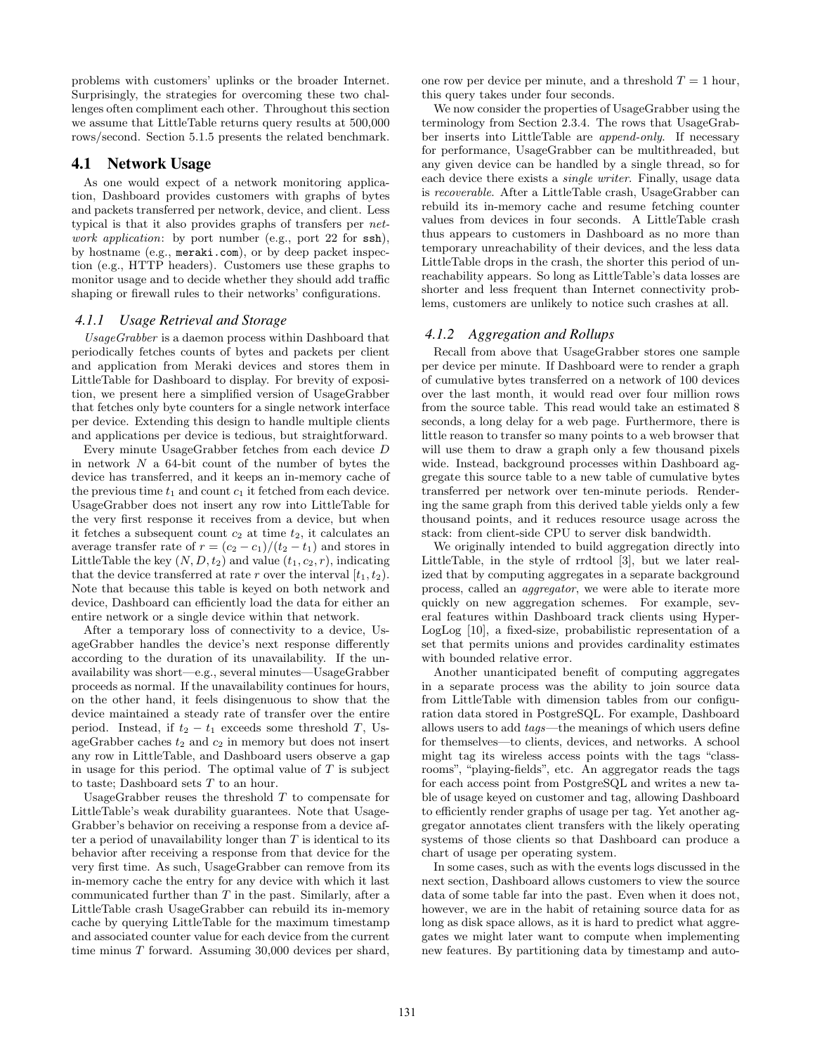problems with customers' uplinks or the broader Internet. Surprisingly, the strategies for overcoming these two challenges often compliment each other. Throughout this section we assume that LittleTable returns query results at 500,000 rows/second. Section 5.1.5 presents the related benchmark.

## 4.1 Network Usage

As one would expect of a network monitoring application, Dashboard provides customers with graphs of bytes and packets transferred per network, device, and client. Less typical is that it also provides graphs of transfers per *network application*: by port number (e.g., port 22 for `ssh`), by hostname (e.g., `meraki.com`), or by deep packet inspection (e.g., HTTP headers). Customers use these graphs to monitor usage and to decide whether they should add traffic shaping or firewall rules to their networks' configurations.

### 4.1.1 Usage Retrieval and Storage

*UsageGrabber* is a daemon process within Dashboard that periodically fetches counts of bytes and packets per client and application from Meraki devices and stores them in LittleTable for Dashboard to display. For brevity of exposition, we present here a simplified version of UsageGrabber that fetches only byte counters for a single network interface per device. Extending this design to handle multiple clients and applications per device is tedious, but straightforward.

Every minute UsageGrabber fetches from each device $D$ in network $N$ a 64-bit count of the number of bytes the device has transferred, and it keeps an in-memory cache of the previous time $t_1$ and count $c_1$ it fetched from each device. UsageGrabber does not insert any row into LittleTable for the very first response it receives from a device, but when it fetches a subsequent count $c_2$ at time $t_2$, it calculates an average transfer rate of $r = (c_2 - c_1)/(t_2 - t_1)$ and stores in LittleTable the key $(N, D, t_2)$ and value $(t_1, c_2, r)$, indicating that the device transferred at rate $r$ over the interval $[t_1, t_2)$. Note that because this table is keyed on both network and device, Dashboard can efficiently load the data for either an entire network or a single device within that network.

After a temporary loss of connectivity to a device, UsageGrabber handles the device's next response differently according to the duration of its unavailability. If the unavailability was short—e.g., several minutes—UsageGrabber proceeds as normal. If the unavailability continues for hours, on the other hand, it feels disingenuous to show that the device maintained a steady rate of transfer over the entire period. Instead, if $t_2 - t_1$ exceeds some threshold $T$, UsageGrabber caches $t_2$ and $c_2$ in memory but does not insert any row in LittleTable, and Dashboard users observe a gap in usage for this period. The optimal value of $T$ is subject to taste; Dashboard sets $T$ to an hour.

UsageGrabber reuses the threshold $T$ to compensate for LittleTable's weak durability guarantees. Note that UsageGrabber's behavior on receiving a response from a device after a period of unavailability longer than $T$ is identical to its behavior after receiving a response from that device for the very first time. As such, UsageGrabber can remove from its in-memory cache the entry for any device with which it last communicated further than $T$ in the past. Similarly, after a LittleTable crash UsageGrabber can rebuild its in-memory cache by querying LittleTable for the maximum timestamp and associated counter value for each device from the current time minus $T$ forward. Assuming 30,000 devices per shard, one row per device per minute, and a threshold $T = 1$ hour, this query takes under four seconds.

We now consider the properties of UsageGrabber using the terminology from Section 2.3.4. The rows that UsageGrabber inserts into LittleTable are *append-only*. If necessary for performance, UsageGrabber can be multithreaded, but any given device can be handled by a single thread, so for each device there exists a *single writer*. Finally, usage data is *recoverable*. After a LittleTable crash, UsageGrabber can rebuild its in-memory cache and resume fetching counter values from devices in four seconds. A LittleTable crash thus appears to customers in Dashboard as no more than temporary unreachability of their devices, and the less data LittleTable drops in the crash, the shorter this period of unreachability appears. So long as LittleTable's data losses are shorter and less frequent than Internet connectivity problems, customers are unlikely to notice such crashes at all.

### 4.1.2 Aggregation and Rollups

Recall from above that UsageGrabber stores one sample per device per minute. If Dashboard were to render a graph of cumulative bytes transferred on a network of 100 devices over the last month, it would read over four million rows from the source table. This read would take an estimated 8 seconds, a long delay for a web page. Furthermore, there is little reason to transfer so many points to a web browser that will use them to draw a graph only a few thousand pixels wide. Instead, background processes within Dashboard aggregate this source table to a new table of cumulative bytes transferred per network over ten-minute periods. Rendering the same graph from this derived table yields only a few thousand points, and it reduces resource usage across the stack: from client-side CPU to server disk bandwidth.

We originally intended to build aggregation directly into LittleTable, in the style of rrdtool [3], but we later realized that by computing aggregates in a separate background process, called an *aggregator*, we were able to iterate more quickly on new aggregation schemes. For example, several features within Dashboard track clients using HyperLogLog [10], a fixed-size, probabilistic representation of a set that permits unions and provides cardinality estimates with bounded relative error.

Another unanticipated benefit of computing aggregates in a separate process was the ability to join source data from LittleTable with dimension tables from our configuration data stored in PostgreSQL. For example, Dashboard allows users to add *tags*—the meanings of which users define for themselves—to clients, devices, and networks. A school might tag its wireless access points with the tags "classrooms", "playing-fields", etc. An aggregator reads the tags for each access point from PostgreSQL and writes a new table of usage keyed on customer and tag, allowing Dashboard to efficiently render graphs of usage per tag. Yet another aggregator annotates client transfers with the likely operating systems of those clients so that Dashboard can produce a chart of usage per operating system.

In some cases, such as with the events logs discussed in the next section, Dashboard allows customers to view the source data of some table far into the past. Even when it does not, however, we are in the habit of retaining source data for as long as disk space allows, as it is hard to predict what aggregates we might later want to compute when implementing new features. By partitioning data by timestamp and auto-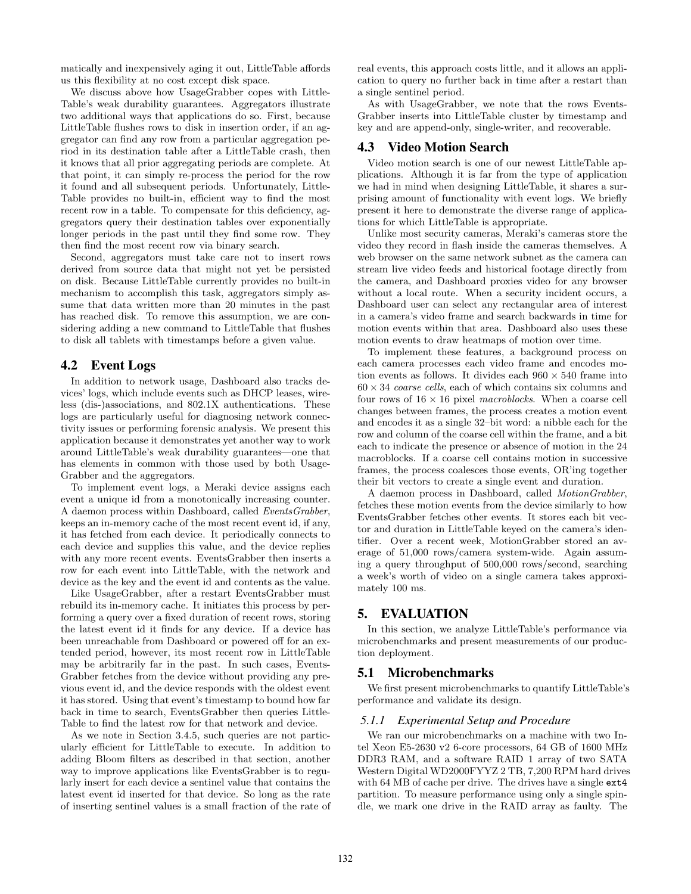matically and inexpensively aging it out, LittleTable affords us this flexibility at no cost except disk space.

We discuss above how UsageGrabber copes with LittleTable's weak durability guarantees. Aggregators illustrate two additional ways that applications do so. First, because LittleTable flushes rows to disk in insertion order, if an aggregator can find any row from a particular aggregation period in its destination table after a LittleTable crash, then it knows that all prior aggregating periods are complete. At that point, it can simply re-process the period for the row it found and all subsequent periods. Unfortunately, LittleTable provides no built-in, efficient way to find the most recent row in a table. To compensate for this deficiency, aggregators query their destination tables over exponentially longer periods in the past until they find some row. They then find the most recent row via binary search.

Second, aggregators must take care not to insert rows derived from source data that might not yet be persisted on disk. Because LittleTable currently provides no built-in mechanism to accomplish this task, aggregators simply assume that data written more than 20 minutes in the past has reached disk. To remove this assumption, we are considering adding a new command to LittleTable that flushes to disk all tablets with timestamps before a given value.

## 4.2 Event Logs

In addition to network usage, Dashboard also tracks devices' logs, which include events such as DHCP leases, wireless (dis-)associations, and 802.1X authentications. These logs are particularly useful for diagnosing network connectivity issues or performing forensic analysis. We present this application because it demonstrates yet another way to work around LittleTable's weak durability guarantees—one that has elements in common with those used by both UsageGrabber and the aggregators.

To implement event logs, a Meraki device assigns each event a unique id from a monotonically increasing counter. A daemon process within Dashboard, called *EventsGrabber*, keeps an in-memory cache of the most recent event id, if any, it has fetched from each device. It periodically connects to each device and supplies this value, and the device replies with any more recent events. EventsGrabber then inserts a row for each event into LittleTable, with the network and device as the key and the event id and contents as the value.

Like UsageGrabber, after a restart EventsGrabber must rebuild its in-memory cache. It initiates this process by performing a query over a fixed duration of recent rows, storing the latest event id it finds for any device. If a device has been unreachable from Dashboard or powered off for an extended period, however, its most recent row in LittleTable may be arbitrarily far in the past. In such cases, EventsGrabber fetches from the device without providing any previous event id, and the device responds with the oldest event it has stored. Using that event's timestamp to bound how far back in time to search, EventsGrabber then queries LittleTable to find the latest row for that network and device.

As we note in Section 3.4.5, such queries are not particularly efficient for LittleTable to execute. In addition to adding Bloom filters as described in that section, another way to improve applications like EventsGrabber is to regularly insert for each device a sentinel value that contains the latest event id inserted for that device. So long as the rate of inserting sentinel values is a small fraction of the rate of real events, this approach costs little, and it allows an application to query no further back in time after a restart than a single sentinel period.

As with UsageGrabber, we note that the rows EventsGrabber inserts into LittleTable cluster by timestamp and key and are append-only, single-writer, and recoverable.

## 4.3 Video Motion Search

Video motion search is one of our newest LittleTable applications. Although it is far from the type of application we had in mind when designing LittleTable, it shares a surprising amount of functionality with event logs. We briefly present it here to demonstrate the diverse range of applications for which LittleTable is appropriate.

Unlike most security cameras, Meraki's cameras store the video they record in flash inside the cameras themselves. A web browser on the same network subnet as the camera can stream live video feeds and historical footage directly from the camera, and Dashboard proxies video for any browser without a local route. When a security incident occurs, a Dashboard user can select any rectangular area of interest in a camera's video frame and search backwards in time for motion events within that area. Dashboard also uses these motion events to draw heatmaps of motion over time.

To implement these features, a background process on each camera processes each video frame and encodes motion events as follows. It divides each $960 \times 540$ frame into $60 \times 34$ *coarse cells*, each of which contains six columns and four rows of $16 \times 16$ pixel *macroblocks*. When a coarse cell changes between frames, the process creates a motion event and encodes it as a single 32–bit word: a nibble each for the row and column of the coarse cell within the frame, and a bit each to indicate the presence or absence of motion in the 24 macroblocks. If a coarse cell contains motion in successive frames, the process coalesces those events, OR'ing together their bit vectors to create a single event and duration.

A daemon process in Dashboard, called *MotionGrabber*, fetches these motion events from the device similarly to how EventsGrabber fetches other events. It stores each bit vector and duration in LittleTable keyed on the camera's identifier. Over a recent week, MotionGrabber stored an average of 51,000 rows/camera system-wide. Again assuming a query throughput of 500,000 rows/second, searching a week's worth of video on a single camera takes approximately 100 ms.

# 5. EVALUATION

In this section, we analyze LittleTable's performance via microbenchmarks and present measurements of our production deployment.

## 5.1 Microbenchmarks

We first present microbenchmarks to quantify LittleTable's performance and validate its design.

### *5.1.1 Experimental Setup and Procedure*

We ran our microbenchmarks on a machine with two Intel Xeon E5-2630 v2 6-core processors, 64 GB of 1600 MHz DDR3 RAM, and a software RAID 1 array of two SATA Western Digital WD2000FYYZ 2 TB, 7,200 RPM hard drives with 64 MB of cache per drive. The drives have a single `ext4` partition. To measure performance using only a single spindle, we mark one drive in the RAID array as faulty. The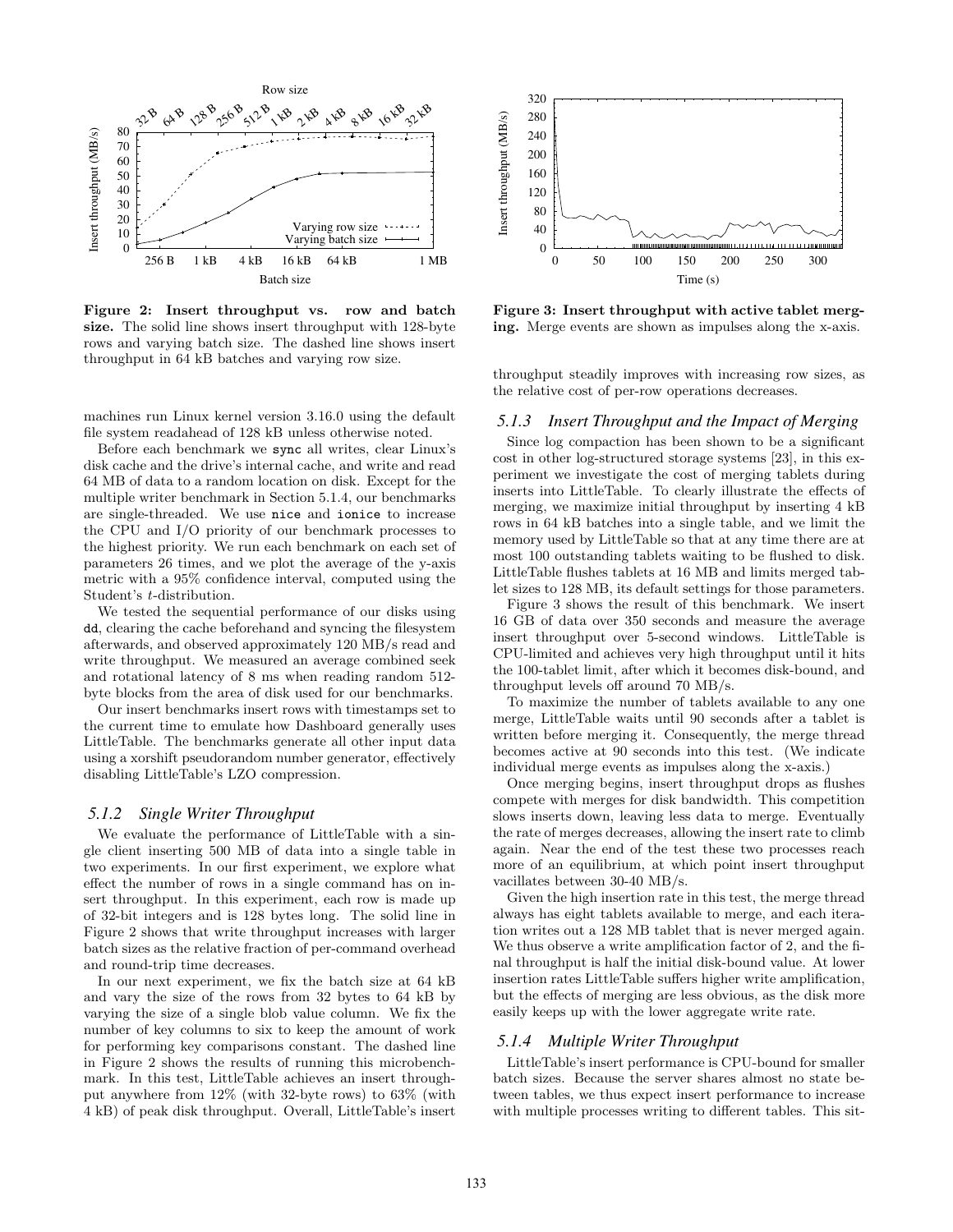Figure 2: Insert throughput vs. row and batch size. The solid line shows insert throughput with 128-byte rows and varying batch size. The dashed line shows insert throughput in 64 kB batches and varying row size.

Figure 3: Insert throughput with active tablet merging. Merge events are shown as impulses along the x-axis.

machines run Linux kernel version 3.16.0 using the default file system readahead of 128 kB unless otherwise noted.

Before each benchmark we `sync` all writes, clear Linux's disk cache and the drive's internal cache, and write and read 64 MB of data to a random location on disk. Except for the multiple writer benchmark in Section 5.1.4, our benchmarks are single-threaded. We use `nice` and `ionice` to increase the CPU and I/O priority of our benchmark processes to the highest priority. We run each benchmark on each set of parameters 26 times, and we plot the average of the y-axis metric with a 95% confidence interval, computed using the Student's *t*-distribution.

We tested the sequential performance of our disks using `dd`, clearing the cache beforehand and syncing the filesystem afterwards, and observed approximately 120 MB/s read and write throughput. We measured an average combined seek and rotational latency of 8 ms when reading random 512-byte blocks from the area of disk used for our benchmarks.

Our insert benchmarks insert rows with timestamps set to the current time to emulate how Dashboard generally uses LittleTable. The benchmarks generate all other input data using a xorshift pseudorandom number generator, effectively disabling LittleTable's LZO compression.

### 5.1.2 Single Writer Throughput

We evaluate the performance of LittleTable with a single client inserting 500 MB of data into a single table in two experiments. In our first experiment, we explore what effect the number of rows in a single command has on insert throughput. In this experiment, each row is made up of 32-bit integers and is 128 bytes long. The solid line in Figure 2 shows that write throughput increases with larger batch sizes as the relative fraction of per-command overhead and round-trip time decreases.

In our next experiment, we fix the batch size at 64 kB and vary the size of the rows from 32 bytes to 64 kB by varying the size of a single blob value column. We fix the number of key columns to six to keep the amount of work for performing key comparisons constant. The dashed line in Figure 2 shows the results of running this microbenchmark. In this test, LittleTable achieves an insert throughput anywhere from 12% (with 32-byte rows) to 63% (with 4 kB) of peak disk throughput. Overall, LittleTable's insert throughput steadily improves with increasing row sizes, as the relative cost of per-row operations decreases.

### 5.1.3 Insert Throughput and the Impact of Merging

Since log compaction has been shown to be a significant cost in other log-structured storage systems [23], in this experiment we investigate the cost of merging tablets during inserts into LittleTable. To clearly illustrate the effects of merging, we maximize initial throughput by inserting 4 kB rows in 64 kB batches into a single table, and we limit the memory used by LittleTable so that at any time there are at most 100 outstanding tablets waiting to be flushed to disk. LittleTable flushes tablets at 16 MB and limits merged tablet sizes to 128 MB, its default settings for those parameters.

Figure 3 shows the result of this benchmark. We insert 16 GB of data over 350 seconds and measure the average insert throughput over 5-second windows. LittleTable is CPU-limited and achieves very high throughput until it hits the 100-tablet limit, after which it becomes disk-bound, and throughput levels off around 70 MB/s.

To maximize the number of tablets available to any one merge, LittleTable waits until 90 seconds after a tablet is written before merging it. Consequently, the merge thread becomes active at 90 seconds into this test. (We indicate individual merge events as impulses along the x-axis.)

Once merging begins, insert throughput drops as flushes compete with merges for disk bandwidth. This competition slows inserts down, leaving less data to merge. Eventually the rate of merges decreases, allowing the insert rate to climb again. Near the end of the test these two processes reach more of an equilibrium, at which point insert throughput vacillates between 30-40 MB/s.

Given the high insertion rate in this test, the merge thread always has eight tablets available to merge, and each iteration writes out a 128 MB tablet that is never merged again. We thus observe a write amplification factor of 2, and the final throughput is half the initial disk-bound value. At lower insertion rates LittleTable suffers higher write amplification, but the effects of merging are less obvious, as the disk more easily keeps up with the lower aggregate write rate.

### 5.1.4 Multiple Writer Throughput

LittleTable's insert performance is CPU-bound for smaller batch sizes. Because the server shares almost no state between tables, we thus expect insert performance to increase with multiple processes writing to different tables. This sit-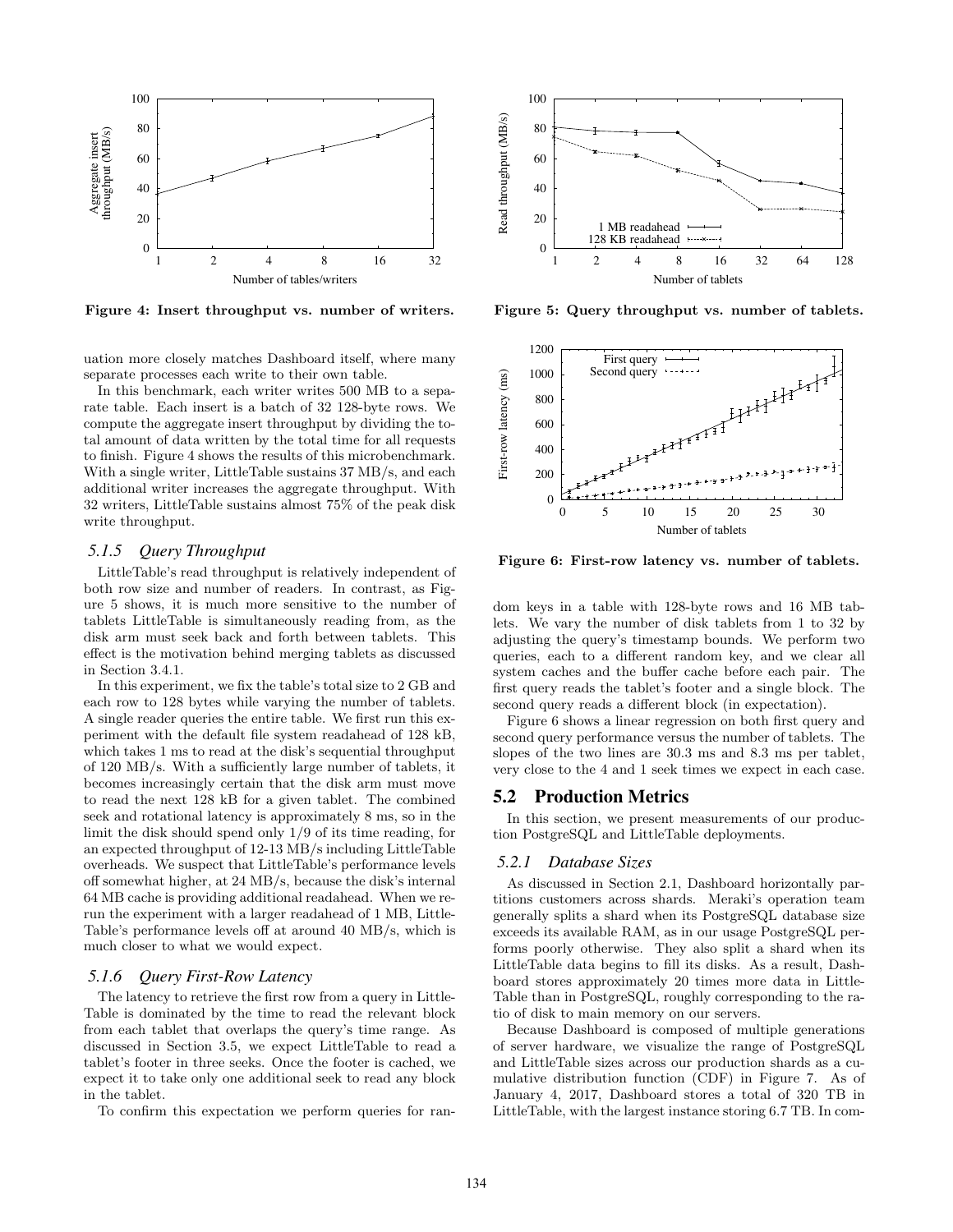Figure 4: Insert throughput vs. number of writers.

Figure 5: Query throughput vs. number of tablets.

Figure 6: First-row latency vs. number of tablets.

uation more closely matches Dashboard itself, where many separate processes each write to their own table.

In this benchmark, each writer writes 500 MB to a separate table. Each insert is a batch of 32 128-byte rows. We compute the aggregate insert throughput by dividing the total amount of data written by the total time for all requests to finish. Figure 4 shows the results of this microbenchmark. With a single writer, LittleTable sustains 37 MB/s, and each additional writer increases the aggregate throughput. With 32 writers, LittleTable sustains almost 75% of the peak disk write throughput.

### *5.1.5 Query Throughput*

LittleTable's read throughput is relatively independent of both row size and number of readers. In contrast, as Figure 5 shows, it is much more sensitive to the number of tablets LittleTable is simultaneously reading from, as the disk arm must seek back and forth between tablets. This effect is the motivation behind merging tablets as discussed in Section 3.4.1.

In this experiment, we fix the table's total size to 2 GB and each row to 128 bytes while varying the number of tablets. A single reader queries the entire table. We first run this experiment with the default file system readahead of 128 kB, which takes 1 ms to read at the disk's sequential throughput of 120 MB/s. With a sufficiently large number of tablets, it becomes increasingly certain that the disk arm must move to read the next 128 kB for a given tablet. The combined seek and rotational latency is approximately 8 ms, so in the limit the disk should spend only 1/9 of its time reading, for an expected throughput of 12-13 MB/s including LittleTable overheads. We suspect that LittleTable's performance levels off somewhat higher, at 24 MB/s, because the disk's internal 64 MB cache is providing additional readahead. When we rerun the experiment with a larger readahead of 1 MB, LittleTable's performance levels off at around 40 MB/s, which is much closer to what we would expect.

### *5.1.6 Query First-Row Latency*

The latency to retrieve the first row from a query in LittleTable is dominated by the time to read the relevant block from each tablet that overlaps the query's time range. As discussed in Section 3.5, we expect LittleTable to read a tablet's footer in three seeks. Once the footer is cached, we expect it to take only one additional seek to read any block in the tablet.

To confirm this expectation we perform queries for random keys in a table with 128-byte rows and 16 MB tablets. We vary the number of disk tablets from 1 to 32 by adjusting the query's timestamp bounds. We perform two queries, each to a different random key, and we clear all system caches and the buffer cache before each pair. The first query reads the tablet's footer and a single block. The second query reads a different block (in expectation).

Figure 6 shows a linear regression on both first query and second query performance versus the number of tablets. The slopes of the two lines are 30.3 ms and 8.3 ms per tablet, very close to the 4 and 1 seek times we expect in each case.

## 5.2 Production Metrics

In this section, we present measurements of our production PostgreSQL and LittleTable deployments.

### *5.2.1 Database Sizes*

As discussed in Section 2.1, Dashboard horizontally partitions customers across shards. Meraki's operation team generally splits a shard when its PostgreSQL database size exceeds its available RAM, as in our usage PostgreSQL performs poorly otherwise. They also split a shard when its LittleTable data begins to fill its disks. As a result, Dashboard stores approximately 20 times more data in LittleTable than in PostgreSQL, roughly corresponding to the ratio of disk to main memory on our servers.

Because Dashboard is composed of multiple generations of server hardware, we visualize the range of PostgreSQL and LittleTable sizes across our production shards as a cumulative distribution function (CDF) in Figure 7. As of January 4, 2017, Dashboard stores a total of 320 TB in LittleTable, with the largest instance storing 6.7 TB. In com-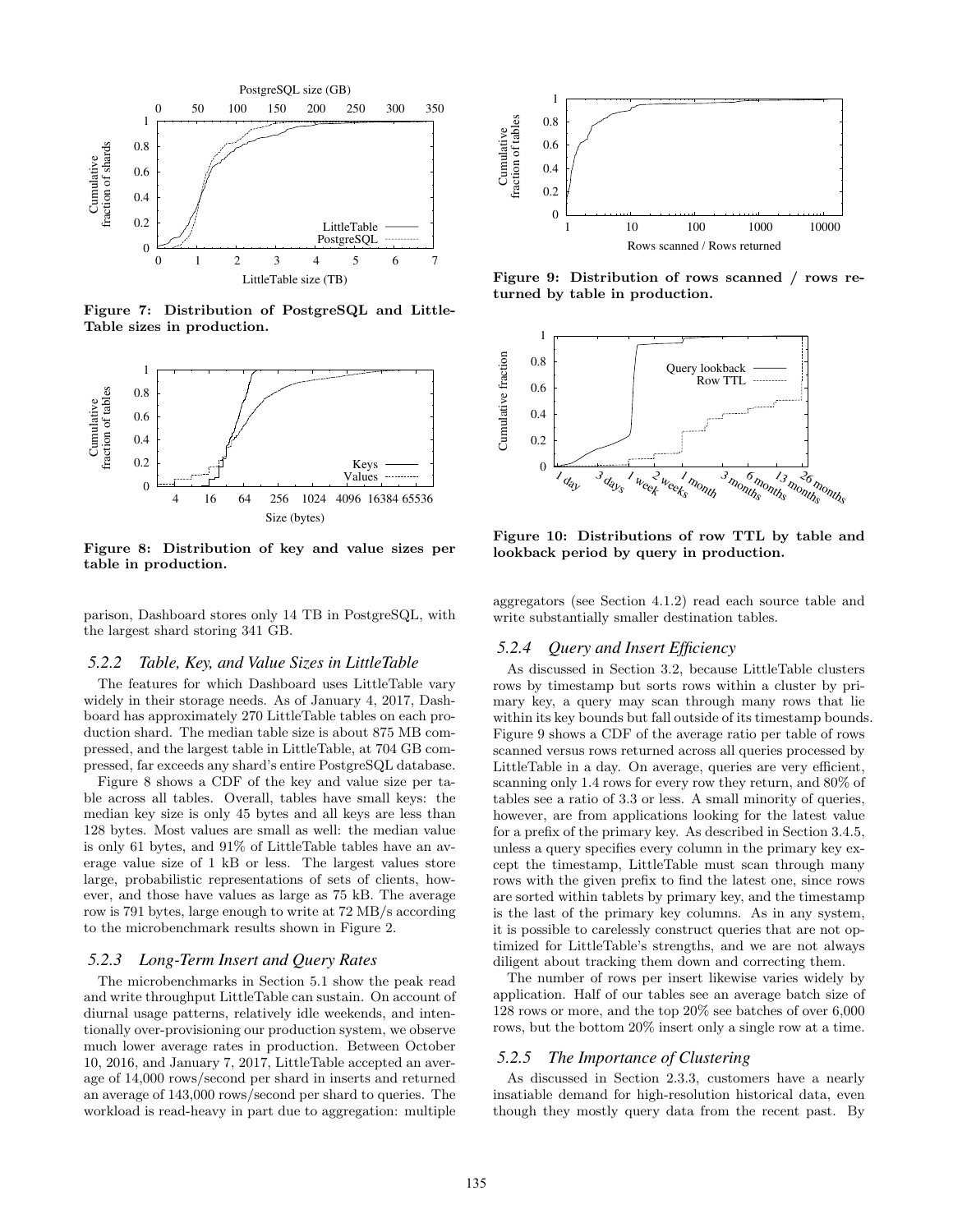Figure 7: Distribution of PostgreSQL and LittleTable sizes in production.

Figure 8: Distribution of key and value sizes per table in production.

parison, Dashboard stores only 14 TB in PostgreSQL, with the largest shard storing 341 GB.

### 5.2.2 Table, Key, and Value Sizes in LittleTable

The features for which Dashboard uses LittleTable vary widely in their storage needs. As of January 4, 2017, Dashboard has approximately 270 LittleTable tables on each production shard. The median table size is about 875 MB compressed, and the largest table in LittleTable, at 704 GB compressed, far exceeds any shard's entire PostgreSQL database.

Figure 8 shows a CDF of the key and value size per table across all tables. Overall, tables have small keys: the median key size is only 45 bytes and all keys are less than 128 bytes. Most values are small as well: the median value is only 61 bytes, and 91% of LittleTable tables have an average value size of 1 kB or less. The largest values store large, probabilistic representations of sets of clients, however, and those have values as large as 75 kB. The average row is 791 bytes, large enough to write at 72 MB/s according to the microbenchmark results shown in Figure 2.

### 5.2.3 Long-Term Insert and Query Rates

The microbenchmarks in Section 5.1 show the peak read and write throughput LittleTable can sustain. On account of diurnal usage patterns, relatively idle weekends, and intentionally over-provisioning our production system, we observe much lower average rates in production. Between October 10, 2016, and January 7, 2017, LittleTable accepted an average of 14,000 rows/second per shard in inserts and returned an average of 143,000 rows/second per shard to queries. The workload is read-heavy in part due to aggregation: multiple aggregators (see Section 4.1.2) read each source table and write substantially smaller destination tables.

Figure 9: Distribution of rows scanned / rows returned by table in production.

Figure 10: Distributions of row TTL by table and lookback period by query in production.

### 5.2.4 Query and Insert Efficiency

As discussed in Section 3.2, because LittleTable clusters rows by timestamp but sorts rows within a cluster by primary key, a query may scan through many rows that lie within its key bounds but fall outside of its timestamp bounds. Figure 9 shows a CDF of the average ratio per table of rows scanned versus rows returned across all queries processed by LittleTable in a day. On average, queries are very efficient, scanning only 1.4 rows for every row they return, and 80% of tables see a ratio of 3.3 or less. A small minority of queries, however, are from applications looking for the latest value for a prefix of the primary key. As described in Section 3.4.5, unless a query specifies every column in the primary key except the timestamp, LittleTable must scan through many rows with the given prefix to find the latest one, since rows are sorted within tablets by primary key, and the timestamp is the last of the primary key columns. As in any system, it is possible to carelessly construct queries that are not optimized for LittleTable's strengths, and we are not always diligent about tracking them down and correcting them.

The number of rows per insert likewise varies widely by application. Half of our tables see an average batch size of 128 rows or more, and the top 20% see batches of over 6,000 rows, but the bottom 20% insert only a single row at a time.

### 5.2.5 The Importance of Clustering

As discussed in Section 2.3.3, customers have a nearly insatiable demand for high-resolution historical data, even though they mostly query data from the recent past. By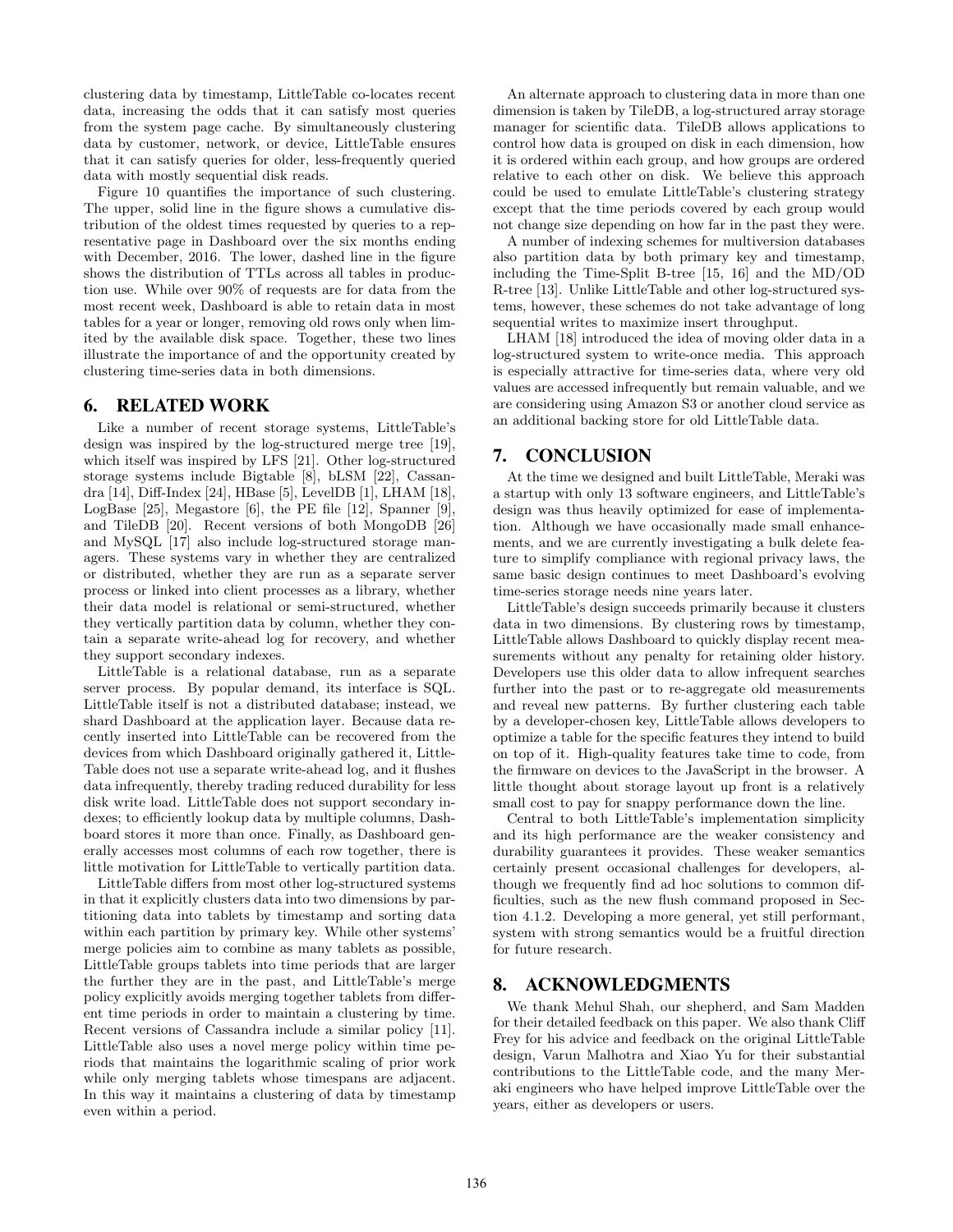clustering data by timestamp, LittleTable co-locates recent data, increasing the odds that it can satisfy most queries from the system page cache. By simultaneously clustering data by customer, network, or device, LittleTable ensures that it can satisfy queries for older, less-frequently queried data with mostly sequential disk reads.

Figure 10 quantifies the importance of such clustering. The upper, solid line in the figure shows a cumulative distribution of the oldest times requested by queries to a representative page in Dashboard over the six months ending with December, 2016. The lower, dashed line in the figure shows the distribution of TTLs across all tables in production use. While over 90% of requests are for data from the most recent week, Dashboard is able to retain data in most tables for a year or longer, removing old rows only when limited by the available disk space. Together, these two lines illustrate the importance of and the opportunity created by clustering time-series data in both dimensions.

## 6. RELATED WORK

Like a number of recent storage systems, LittleTable's design was inspired by the log-structured merge tree [19], which itself was inspired by LFS [21]. Other log-structured storage systems include Bigtable [8], bLSM [22], Cassandra [14], Diff-Index [24], HBase [5], LevelDB [1], LHAM [18], LogBase [25], Megastore [6], the PE file [12], Spanner [9], and TileDB [20]. Recent versions of both MongoDB [26] and MySQL [17] also include log-structured storage managers. These systems vary in whether they are centralized or distributed, whether they are run as a separate server process or linked into client processes as a library, whether their data model is relational or semi-structured, whether they vertically partition data by column, whether they contain a separate write-ahead log for recovery, and whether they support secondary indexes.

LittleTable is a relational database, run as a separate server process. By popular demand, its interface is SQL. LittleTable itself is not a distributed database; instead, we shard Dashboard at the application layer. Because data recently inserted into LittleTable can be recovered from the devices from which Dashboard originally gathered it, LittleTable does not use a separate write-ahead log, and it flushes data infrequently, thereby trading reduced durability for less disk write load. LittleTable does not support secondary indexes; to efficiently lookup data by multiple columns, Dashboard stores it more than once. Finally, as Dashboard generally accesses most columns of each row together, there is little motivation for LittleTable to vertically partition data.

LittleTable differs from most other log-structured systems in that it explicitly clusters data into two dimensions by partitioning data into tablets by timestamp and sorting data within each partition by primary key. While other systems' merge policies aim to combine as many tablets as possible, LittleTable groups tablets into time periods that are larger the further they are in the past, and LittleTable's merge policy explicitly avoids merging together tablets from different time periods in order to maintain a clustering by time. Recent versions of Cassandra include a similar policy [11]. LittleTable also uses a novel merge policy within time periods that maintains the logarithmic scaling of prior work while only merging tablets whose timespans are adjacent. In this way it maintains a clustering of data by timestamp even within a period.

An alternate approach to clustering data in more than one dimension is taken by TileDB, a log-structured array storage manager for scientific data. TileDB allows applications to control how data is grouped on disk in each dimension, how it is ordered within each group, and how groups are ordered relative to each other on disk. We believe this approach could be used to emulate LittleTable's clustering strategy except that the time periods covered by each group would not change size depending on how far in the past they were.

A number of indexing schemes for multiversion databases also partition data by both primary key and timestamp, including the Time-Split B-tree [15, 16] and the MD/OD R-tree [13]. Unlike LittleTable and other log-structured systems, however, these schemes do not take advantage of long sequential writes to maximize insert throughput.

LHAM [18] introduced the idea of moving older data in a log-structured system to write-once media. This approach is especially attractive for time-series data, where very old values are accessed infrequently but remain valuable, and we are considering using Amazon S3 or another cloud service as an additional backing store for old LittleTable data.

## 7. CONCLUSION

At the time we designed and built LittleTable, Meraki was a startup with only 13 software engineers, and LittleTable's design was thus heavily optimized for ease of implementation. Although we have occasionally made small enhancements, and we are currently investigating a bulk delete feature to simplify compliance with regional privacy laws, the same basic design continues to meet Dashboard's evolving time-series storage needs nine years later.

LittleTable's design succeeds primarily because it clusters data in two dimensions. By clustering rows by timestamp, LittleTable allows Dashboard to quickly display recent measurements without any penalty for retaining older history. Developers use this older data to allow infrequent searches further into the past or to re-aggregate old measurements and reveal new patterns. By further clustering each table by a developer-chosen key, LittleTable allows developers to optimize a table for the specific features they intend to build on top of it. High-quality features take time to code, from the firmware on devices to the JavaScript in the browser. A little thought about storage layout up front is a relatively small cost to pay for snappy performance down the line.

Central to both LittleTable's implementation simplicity and its high performance are the weaker consistency and durability guarantees it provides. These weaker semantics certainly present occasional challenges for developers, although we frequently find ad hoc solutions to common difficulties, such as the new flush command proposed in Section 4.1.2. Developing a more general, yet still performant, system with strong semantics would be a fruitful direction for future research.

## 8. ACKNOWLEDGMENTS

We thank Mehul Shah, our shepherd, and Sam Madden for their detailed feedback on this paper. We also thank Cliff Frey for his advice and feedback on the original LittleTable design, Varun Malhotra and Xiao Yu for their substantial contributions to the LittleTable code, and the many Meraki engineers who have helped improve LittleTable over the years, either as developers or users.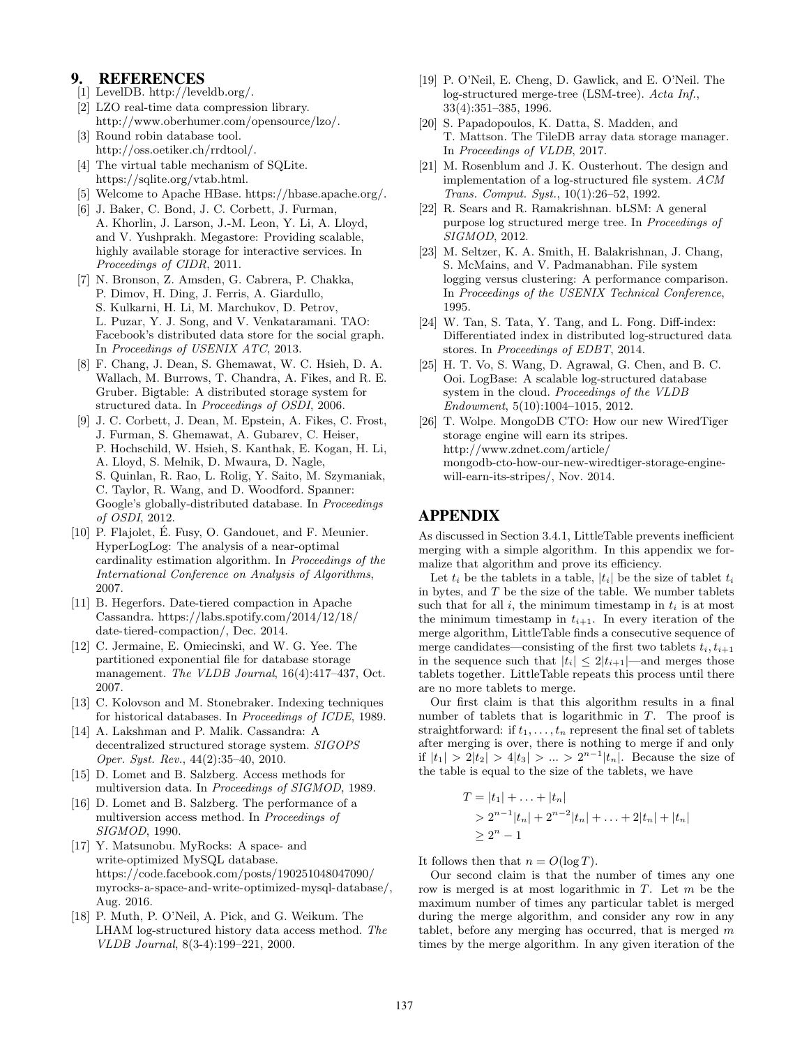## 9. REFERENCES

[1] LevelDB. http://leveldb.org/.

[2] LZO real-time data compression library. http://www.oberhumer.com/opensource/lzo/.

[3] Round robin database tool. http://oss.oetiker.ch/rrdtool/.

[4] The virtual table mechanism of SQLite. https://sqlite.org/vtab.html.

[5] Welcome to Apache HBase. https://hbase.apache.org/.

[6] J. Baker, C. Bond, J. C. Corbett, J. Furman, A. Khorlin, J. Larson, J.-M. Leon, Y. Li, A. Lloyd, and V. Yushprakh. Megastore: Providing scalable, highly available storage for interactive services. In *Proceedings of CIDR*, 2011.

[7] N. Bronson, Z. Amsden, G. Cabrera, P. Chakka, P. Dimov, H. Ding, J. Ferris, A. Giardullo, S. Kulkarni, H. Li, M. Marchukov, D. Petrov, L. Puzar, Y. J. Song, and V. Venkataramani. TAO: Facebook's distributed data store for the social graph. In *Proceedings of USENIX ATC*, 2013.

[8] F. Chang, J. Dean, S. Ghemawat, W. C. Hsieh, D. A. Wallach, M. Burrows, T. Chandra, A. Fikes, and R. E. Gruber. Bigtable: A distributed storage system for structured data. In *Proceedings of OSDI*, 2006.

[9] J. C. Corbett, J. Dean, M. Epstein, A. Fikes, C. Frost, J. Furman, S. Ghemawat, A. Gubarev, C. Heiser, P. Hochschild, W. Hsieh, S. Kanthak, E. Kogan, H. Li, A. Lloyd, S. Melnik, D. Mwaura, D. Nagle, S. Quinlan, R. Rao, L. Rolig, Y. Saito, M. Szymaniak, C. Taylor, R. Wang, and D. Woodford. Spanner: Google's globally-distributed database. In *Proceedings of OSDI*, 2012.

[10] P. Flajolet, É. Fusy, O. Gandouet, and F. Meunier. HyperLogLog: The analysis of a near-optimal cardinality estimation algorithm. In *Proceedings of the International Conference on Analysis of Algorithms*, 2007.

[11] B. Hegerfors. Date-tiered compaction in Apache Cassandra. https://labs.spotify.com/2014/12/18/date-tiered-compaction/, Dec. 2014.

[12] C. Jermaine, E. Omiecinski, and W. G. Yee. The partitioned exponential file for database storage management. *The VLDB Journal*, 16(4):417–437, Oct. 2007.

[13] C. Kolovson and M. Stonebraker. Indexing techniques for historical databases. In *Proceedings of ICDE*, 1989.

[14] A. Lakshman and P. Malik. Cassandra: A decentralized structured storage system. *SIGOPS Oper. Syst. Rev.*, 44(2):35–40, 2010.

[15] D. Lomet and B. Salzberg. Access methods for multiversion data. In *Proceedings of SIGMOD*, 1989.

[16] D. Lomet and B. Salzberg. The performance of a multiversion access method. In *Proceedings of SIGMOD*, 1990.

[17] Y. Matsunobu. MyRocks: A space- and write-optimized MySQL database. https://code.facebook.com/posts/190251048047090/myrocks-a-space-and-write-optimized-mysql-database/, Aug. 2016.

[18] P. Muth, P. O'Neil, A. Pick, and G. Weikum. The LHAM log-structured history data access method. *The VLDB Journal*, 8(3-4):199–221, 2000.

[19] P. O'Neil, E. Cheng, D. Gawlick, and E. O'Neil. The log-structured merge-tree (LSM-tree). *Acta Inf.*, 33(4):351–385, 1996.

[20] S. Papadopoulos, K. Datta, S. Madden, and T. Mattson. The TileDB array data storage manager. In *Proceedings of VLDB*, 2017.

[21] M. Rosenblum and J. K. Ousterhout. The design and implementation of a log-structured file system. *ACM Trans. Comput. Syst.*, 10(1):26–52, 1992.

[22] R. Sears and R. Ramakrishnan. bLSM: A general purpose log structured merge tree. In *Proceedings of SIGMOD*, 2012.

[23] M. Seltzer, K. A. Smith, H. Balakrishnan, J. Chang, S. McMains, and V. Padmanabhan. File system logging versus clustering: A performance comparison. In *Proceedings of the USENIX Technical Conference*, 1995.

[24] W. Tan, S. Tata, Y. Tang, and L. Fong. Diff-index: Differentiated index in distributed log-structured data stores. In *Proceedings of EDBT*, 2014.

[25] H. T. Vo, S. Wang, D. Agrawal, G. Chen, and B. C. Ooi. LogBase: A scalable log-structured database system in the cloud. *Proceedings of the VLDB Endowment*, 5(10):1004–1015, 2012.

[26] T. Wolpe. MongoDB CTO: How our new WiredTiger storage engine will earn its stripes. http://www.zdnet.com/article/mongodb-cto-how-our-new-wiredtiger-storage-engine-will-earn-its-stripes/, Nov. 2014.

## APPENDIX

As discussed in Section 3.4.1, LittleTable prevents inefficient merging with a simple algorithm. In this appendix we formalize that algorithm and prove its efficiency.

Let $t_i$ be the tablets in a table, $|t_i|$ be the size of tablet $t_i$ in bytes, and $T$ be the size of the table. We number tablets such that for all $i$, the minimum timestamp in $t_i$ is at most the minimum timestamp in $t_{i+1}$. In every iteration of the merge algorithm, LittleTable finds a consecutive sequence of merge candidates—consisting of the first two tablets $t_i, t_{i+1}$ in the sequence such that $|t_i| \leq 2|t_{i+1}|$—and merges those tablets together. LittleTable repeats this process until there are no more tablets to merge.

Our first claim is that this algorithm results in a final number of tablets that is logarithmic in $T$. The proof is straightforward: if $t_1, \ldots, t_n$ represent the final set of tablets after merging is over, there is nothing to merge if and only if $|t_1| > 2|t_2| > 4|t_3| > \ldots > 2^{n-1}|t_n|$. Because the size of the table is equal to the size of the tablets, we have

$$
\begin{aligned}
T &= |t_1| + \ldots + |t_n| \\
&> 2^{n-1}|t_n| + 2^{n-2}|t_n| + \ldots + 2|t_n| + |t_n| \\
&\geq 2^n - 1
\end{aligned}
$$

It follows then that $n = O(\log T)$.

Our second claim is that the number of times any one row is merged is at most logarithmic in $T$. Let $m$ be the maximum number of times any particular tablet is merged during the merge algorithm, and consider any row in any tablet, before any merging has occurred, that is merged $m$ times by the merge algorithm. In any given iteration of the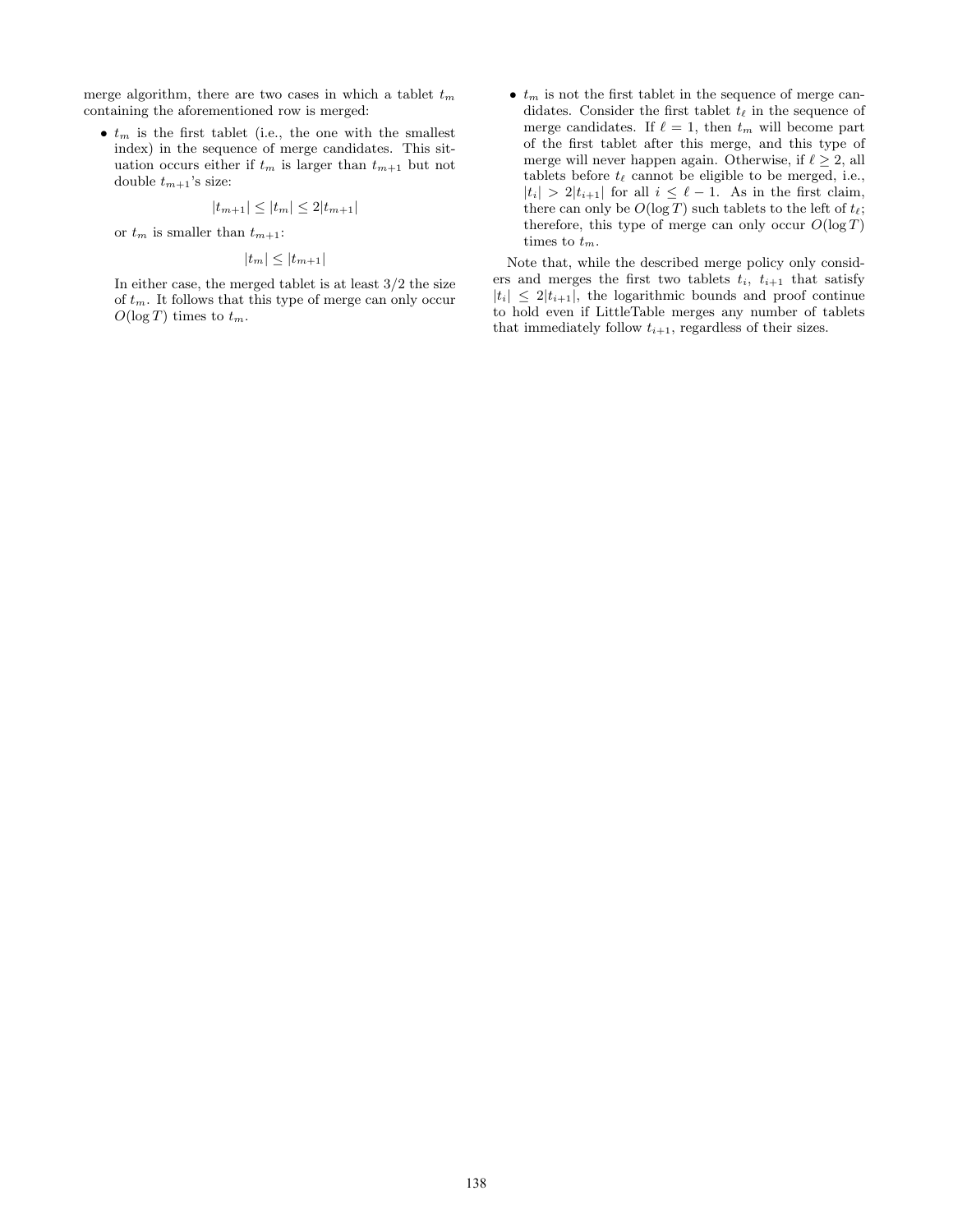merge algorithm, there are two cases in which a tablet $t_m$ containing the aforementioned row is merged:

- $t_m$ is the first tablet (i.e., the one with the smallest index) in the sequence of merge candidates. This situation occurs either if $t_m$ is larger than $t_{m+1}$ but not double $t_{m+1}$'s size:

$$|t_{m+1}| \leq |t_m| \leq 2|t_{m+1}|$$

  or $t_m$ is smaller than $t_{m+1}$:

$$|t_m| \leq |t_{m+1}|$$

  In either case, the merged tablet is at least 3/2 the size of $t_m$. It follows that this type of merge can only occur $O(\log T)$ times to $t_m$.

- $t_m$ is not the first tablet in the sequence of merge candidates. Consider the first tablet $t_\ell$ in the sequence of merge candidates. If $\ell = 1$, then $t_m$ will become part of the first tablet after this merge, and this type of merge will never happen again. Otherwise, if $\ell \geq 2$, all tablets before $t_\ell$ cannot be eligible to be merged, i.e., $|t_i| > 2|t_{i+1}|$ for all $i \leq \ell - 1$. As in the first claim, there can only be $O(\log T)$ such tablets to the left of $t_\ell$; therefore, this type of merge can only occur $O(\log T)$ times to $t_m$.

Note that, while the described merge policy only considers and merges the first two tablets $t_i$, $t_{i+1}$ that satisfy $|t_i| \leq 2|t_{i+1}|$, the logarithmic bounds and proof continue to hold even if LittleTable merges any number of tablets that immediately follow $t_{i+1}$, regardless of their sizes.